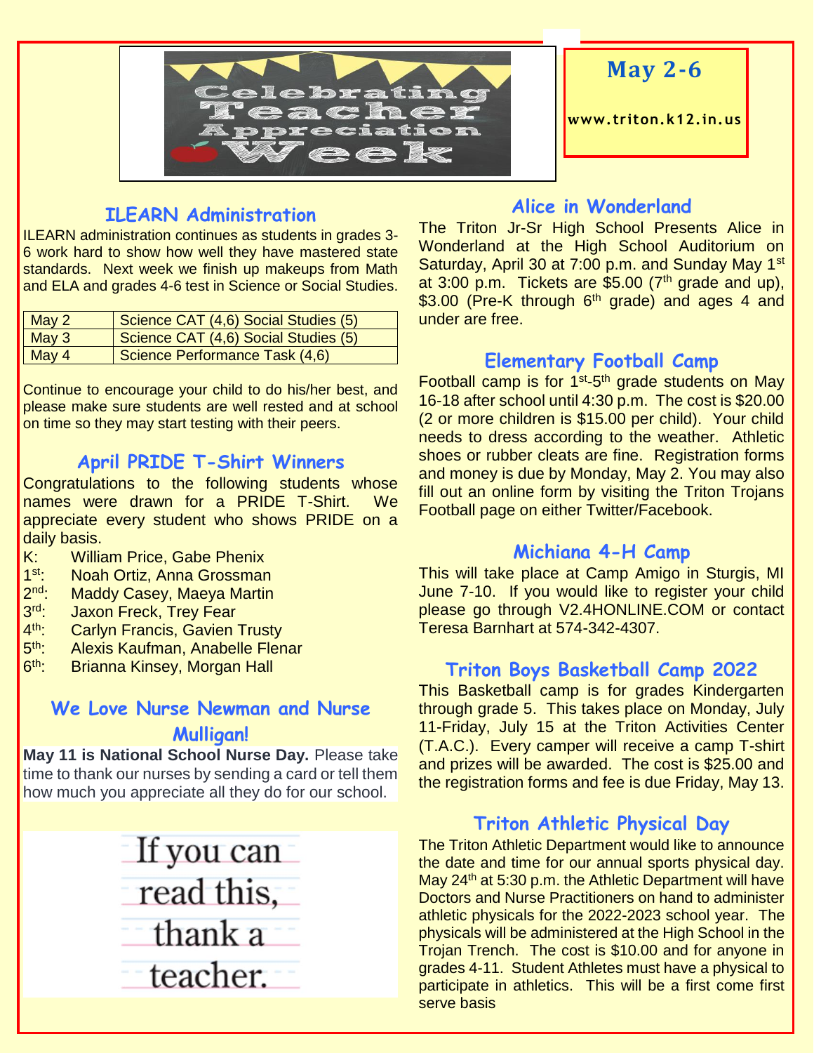Celebrating Teacher Appreciation Week

**May 2-6**

**www.triton.k12.in.us**

## ILEARN Administration

ILEARN administration continues as students in grades 3-6 work hard to show how well they have mastered state standards. Next week we finish up makeups from Math and ELA and grades 4-6 test in Science or Social Studies.

| May 2 | Science CAT (4,6) Social Studies (5) |
|---|---|
| May 3 | Science CAT (4,6) Social Studies (5) |
| May 4 | Science Performance Task (4,6) |

Continue to encourage your child to do his/her best, and please make sure students are well rested and at school on time so they may start testing with their peers.

## April PRIDE T-Shirt Winners

Congratulations to the following students whose names were drawn for a PRIDE T-Shirt. We appreciate every student who shows PRIDE on a daily basis.

- K: William Price, Gabe Phenix
- 1st: Noah Ortiz, Anna Grossman
- 2nd: Maddy Casey, Maeya Martin
- 3rd: Jaxon Freck, Trey Fear
- 4th: Carlyn Francis, Gavien Trusty
- 5th: Alexis Kaufman, Anabelle Flenar
- 6th: Brianna Kinsey, Morgan Hall

## We Love Nurse Newman and Nurse Mulligan!

**May 11 is National School Nurse Day.** Please take time to thank our nurses by sending a card or tell them how much you appreciate all they do for our school.

If you can read this, thank a teacher.

## Alice in Wonderland

The Triton Jr-Sr High School Presents Alice in Wonderland at the High School Auditorium on Saturday, April 30 at 7:00 p.m. and Sunday May 1st at 3:00 p.m. Tickets are $5.00 (7th grade and up), $3.00 (Pre-K through 6th grade) and ages 4 and under are free.

## Elementary Football Camp

Football camp is for 1st-5th grade students on May 16-18 after school until 4:30 p.m. The cost is $20.00 (2 or more children is $15.00 per child). Your child needs to dress according to the weather. Athletic shoes or rubber cleats are fine. Registration forms and money is due by Monday, May 2. You may also fill out an online form by visiting the Triton Trojans Football page on either Twitter/Facebook.

## Michiana 4-H Camp

This will take place at Camp Amigo in Sturgis, MI June 7-10. If you would like to register your child please go through V2.4HONLINE.COM or contact Teresa Barnhart at 574-342-4307.

## Triton Boys Basketball Camp 2022

This Basketball camp is for grades Kindergarten through grade 5. This takes place on Monday, July 11-Friday, July 15 at the Triton Activities Center (T.A.C.). Every camper will receive a camp T-shirt and prizes will be awarded. The cost is $25.00 and the registration forms and fee is due Friday, May 13.

## Triton Athletic Physical Day

The Triton Athletic Department would like to announce the date and time for our annual sports physical day. May 24th at 5:30 p.m. the Athletic Department will have Doctors and Nurse Practitioners on hand to administer athletic physicals for the 2022-2023 school year. The physicals will be administered at the High School in the Trojan Trench. The cost is $10.00 and for anyone in grades 4-11. Student Athletes must have a physical to participate in athletics. This will be a first come first serve basis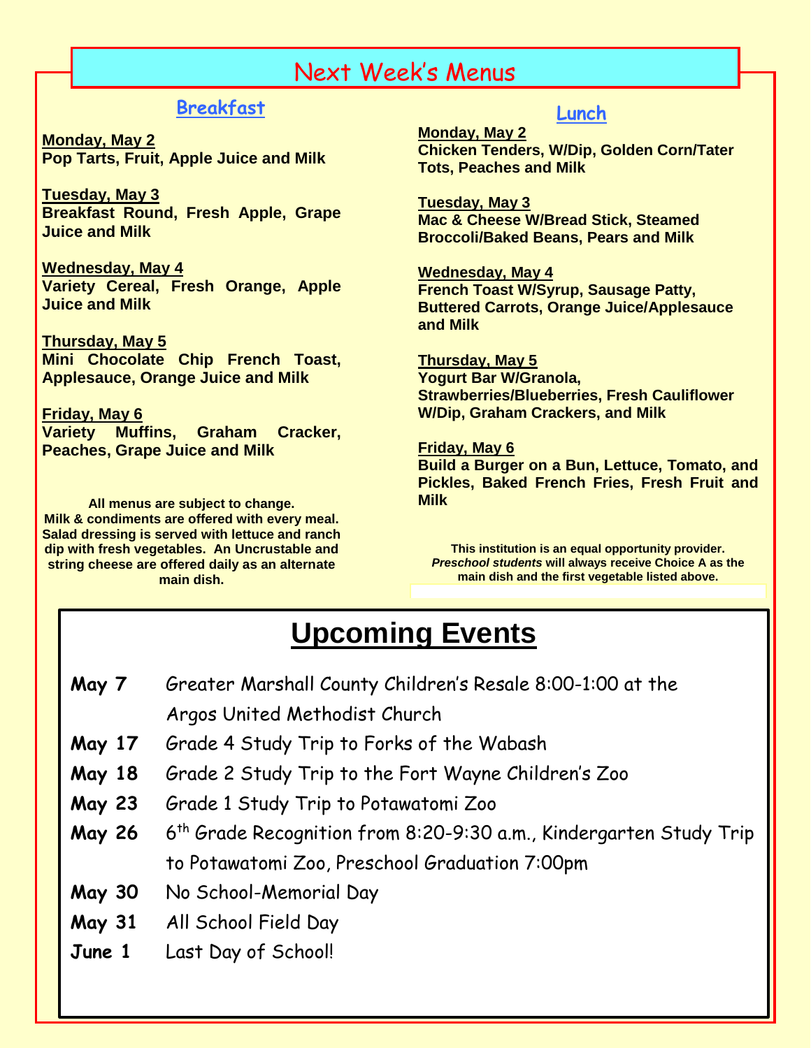# Next Week's Menus

## Breakfast

**Monday, May 2**
**Pop Tarts, Fruit, Apple Juice and Milk**

**Tuesday, May 3**
**Breakfast Round, Fresh Apple, Grape Juice and Milk**

**Wednesday, May 4**
**Variety Cereal, Fresh Orange, Apple Juice and Milk**

**Thursday, May 5**
**Mini Chocolate Chip French Toast, Applesauce, Orange Juice and Milk**

**Friday, May 6**
**Variety Muffins, Graham Cracker, Peaches, Grape Juice and Milk**

**All menus are subject to change. Milk & condiments are offered with every meal. Salad dressing is served with lettuce and ranch dip with fresh vegetables. An Uncrustable and string cheese are offered daily as an alternate main dish.**

## Lunch

**Monday, May 2**
**Chicken Tenders, W/Dip, Golden Corn/Tater Tots, Peaches and Milk**

**Tuesday, May 3**
**Mac & Cheese W/Bread Stick, Steamed Broccoli/Baked Beans, Pears and Milk**

**Wednesday, May 4**
**French Toast W/Syrup, Sausage Patty, Buttered Carrots, Orange Juice/Applesauce and Milk**

**Thursday, May 5**
**Yogurt Bar W/Granola, Strawberries/Blueberries, Fresh Cauliflower W/Dip, Graham Crackers, and Milk**

**Friday, May 6**
**Build a Burger on a Bun, Lettuce, Tomato, and Pickles, Baked French Fries, Fresh Fruit and Milk**

**This institution is an equal opportunity provider. *Preschool students* will always receive Choice A as the main dish and the first vegetable listed above.**

# Upcoming Events

- **May 7** Greater Marshall County Children's Resale 8:00-1:00 at the Argos United Methodist Church
- **May 17** Grade 4 Study Trip to Forks of the Wabash
- **May 18** Grade 2 Study Trip to the Fort Wayne Children's Zoo
- **May 23** Grade 1 Study Trip to Potawatomi Zoo
- **May 26** 6th Grade Recognition from 8:20-9:30 a.m., Kindergarten Study Trip to Potawatomi Zoo, Preschool Graduation 7:00pm
- **May 30** No School-Memorial Day
- **May 31** All School Field Day
- **June 1** Last Day of School!